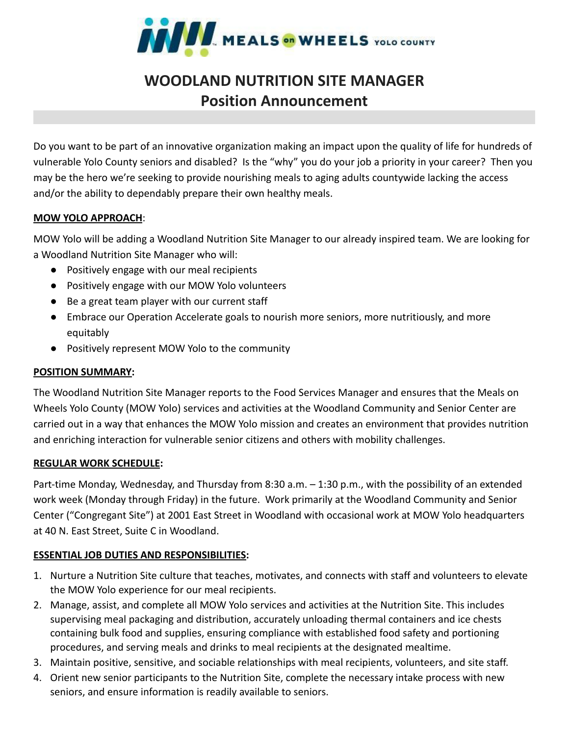# WOODLAND NUTRITION SITE MANAGER
## Position Announcement

Do you want to be part of an innovative organization making an impact upon the quality of life for hundreds of vulnerable Yolo County seniors and disabled? Is the "why" you do your job a priority in your career? Then you may be the hero we're seeking to provide nourishing meals to aging adults countywide lacking the access and/or the ability to dependably prepare their own healthy meals.

**MOW YOLO APPROACH**:

MOW Yolo will be adding a Woodland Nutrition Site Manager to our already inspired team. We are looking for a Woodland Nutrition Site Manager who will:

- Positively engage with our meal recipients
- Positively engage with our MOW Yolo volunteers
- Be a great team player with our current staff
- Embrace our Operation Accelerate goals to nourish more seniors, more nutritiously, and more equitably
- Positively represent MOW Yolo to the community

**POSITION SUMMARY:**

The Woodland Nutrition Site Manager reports to the Food Services Manager and ensures that the Meals on Wheels Yolo County (MOW Yolo) services and activities at the Woodland Community and Senior Center are carried out in a way that enhances the MOW Yolo mission and creates an environment that provides nutrition and enriching interaction for vulnerable senior citizens and others with mobility challenges.

**REGULAR WORK SCHEDULE:**

Part-time Monday, Wednesday, and Thursday from 8:30 a.m. – 1:30 p.m., with the possibility of an extended work week (Monday through Friday) in the future. Work primarily at the Woodland Community and Senior Center ("Congregant Site") at 2001 East Street in Woodland with occasional work at MOW Yolo headquarters at 40 N. East Street, Suite C in Woodland.

**ESSENTIAL JOB DUTIES AND RESPONSIBILITIES:**

1. Nurture a Nutrition Site culture that teaches, motivates, and connects with staff and volunteers to elevate the MOW Yolo experience for our meal recipients.
2. Manage, assist, and complete all MOW Yolo services and activities at the Nutrition Site. This includes supervising meal packaging and distribution, accurately unloading thermal containers and ice chests containing bulk food and supplies, ensuring compliance with established food safety and portioning procedures, and serving meals and drinks to meal recipients at the designated mealtime.
3. Maintain positive, sensitive, and sociable relationships with meal recipients, volunteers, and site staff.
4. Orient new senior participants to the Nutrition Site, complete the necessary intake process with new seniors, and ensure information is readily available to seniors.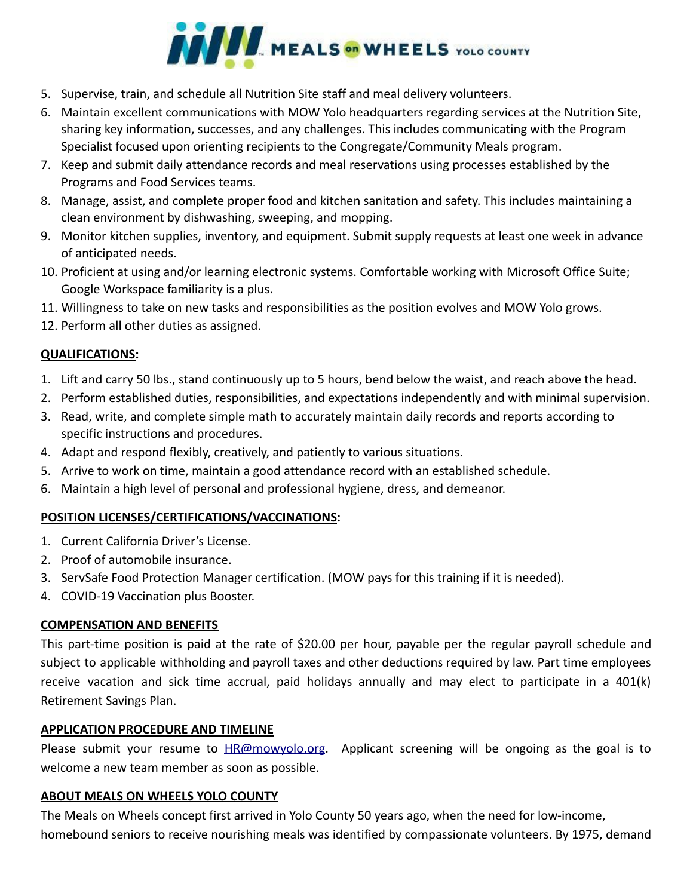5. Supervise, train, and schedule all Nutrition Site staff and meal delivery volunteers.
6. Maintain excellent communications with MOW Yolo headquarters regarding services at the Nutrition Site, sharing key information, successes, and any challenges. This includes communicating with the Program Specialist focused upon orienting recipients to the Congregate/Community Meals program.
7. Keep and submit daily attendance records and meal reservations using processes established by the Programs and Food Services teams.
8. Manage, assist, and complete proper food and kitchen sanitation and safety. This includes maintaining a clean environment by dishwashing, sweeping, and mopping.
9. Monitor kitchen supplies, inventory, and equipment. Submit supply requests at least one week in advance of anticipated needs.
10. Proficient at using and/or learning electronic systems. Comfortable working with Microsoft Office Suite; Google Workspace familiarity is a plus.
11. Willingness to take on new tasks and responsibilities as the position evolves and MOW Yolo grows.
12. Perform all other duties as assigned.

**<u>QUALIFICATIONS</u>:**

1. Lift and carry 50 lbs., stand continuously up to 5 hours, bend below the waist, and reach above the head.
2. Perform established duties, responsibilities, and expectations independently and with minimal supervision.
3. Read, write, and complete simple math to accurately maintain daily records and reports according to specific instructions and procedures.
4. Adapt and respond flexibly, creatively, and patiently to various situations.
5. Arrive to work on time, maintain a good attendance record with an established schedule.
6. Maintain a high level of personal and professional hygiene, dress, and demeanor.

**<u>POSITION LICENSES/CERTIFICATIONS/VACCINATIONS</u>:**

1. Current California Driver's License.
2. Proof of automobile insurance.
3. ServSafe Food Protection Manager certification. (MOW pays for this training if it is needed).
4. COVID-19 Vaccination plus Booster.

**<u>COMPENSATION AND BENEFITS</u>**

This part-time position is paid at the rate of $20.00 per hour, payable per the regular payroll schedule and subject to applicable withholding and payroll taxes and other deductions required by law. Part time employees receive vacation and sick time accrual, paid holidays annually and may elect to participate in a 401(k) Retirement Savings Plan.

**<u>APPLICATION PROCEDURE AND TIMELINE</u>**

Please submit your resume to [HR@mowyolo.org](mailto:HR@mowyolo.org). Applicant screening will be ongoing as the goal is to welcome a new team member as soon as possible.

**<u>ABOUT MEALS ON WHEELS YOLO COUNTY</u>**

The Meals on Wheels concept first arrived in Yolo County 50 years ago, when the need for low-income, homebound seniors to receive nourishing meals was identified by compassionate volunteers. By 1975, demand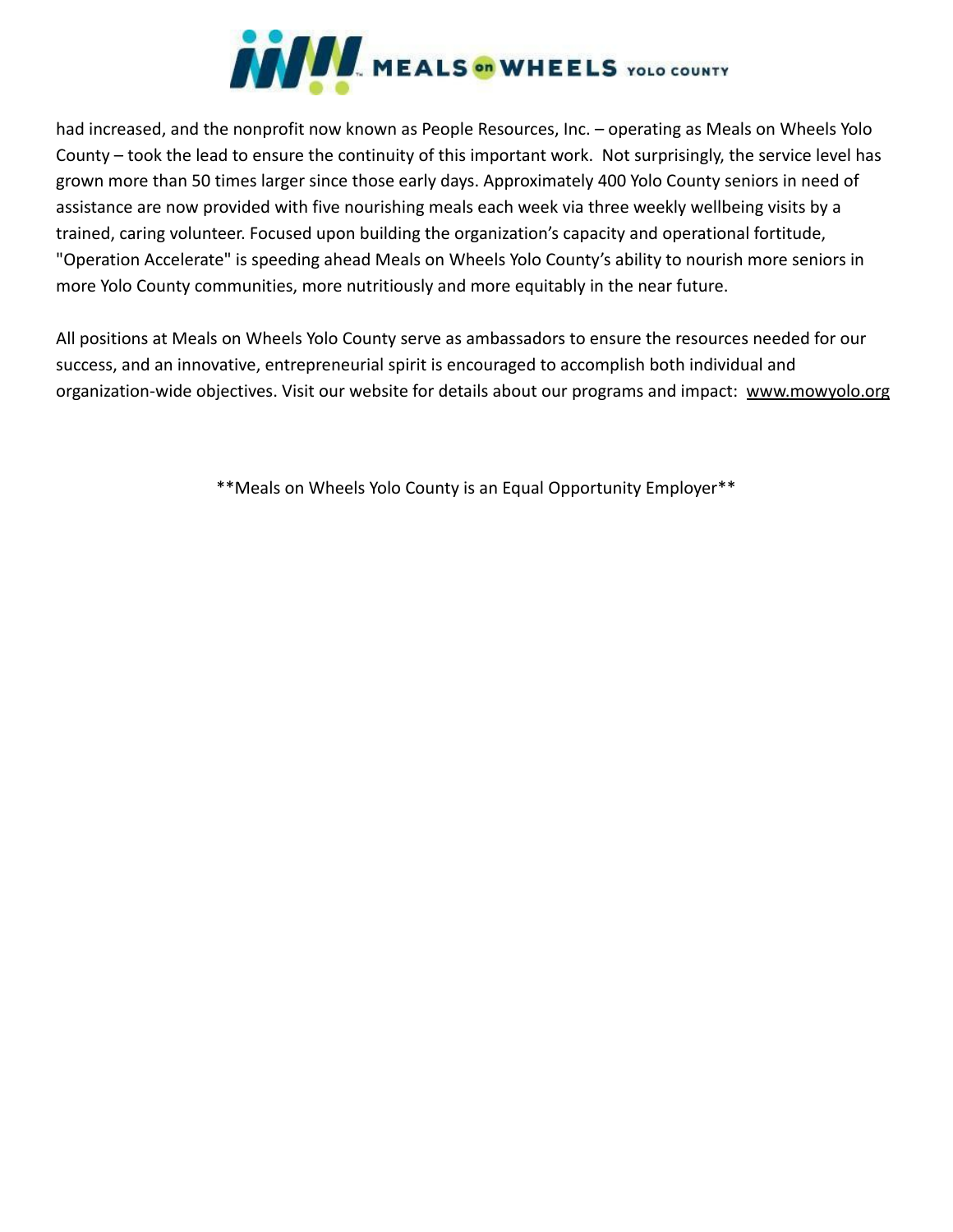had increased, and the nonprofit now known as People Resources, Inc. – operating as Meals on Wheels Yolo County – took the lead to ensure the continuity of this important work. Not surprisingly, the service level has grown more than 50 times larger since those early days. Approximately 400 Yolo County seniors in need of assistance are now provided with five nourishing meals each week via three weekly wellbeing visits by a trained, caring volunteer. Focused upon building the organization's capacity and operational fortitude, "Operation Accelerate" is speeding ahead Meals on Wheels Yolo County's ability to nourish more seniors in more Yolo County communities, more nutritiously and more equitably in the near future.

All positions at Meals on Wheels Yolo County serve as ambassadors to ensure the resources needed for our success, and an innovative, entrepreneurial spirit is encouraged to accomplish both individual and organization-wide objectives. Visit our website for details about our programs and impact: www.mowyolo.org

**Meals on Wheels Yolo County is an Equal Opportunity Employer**